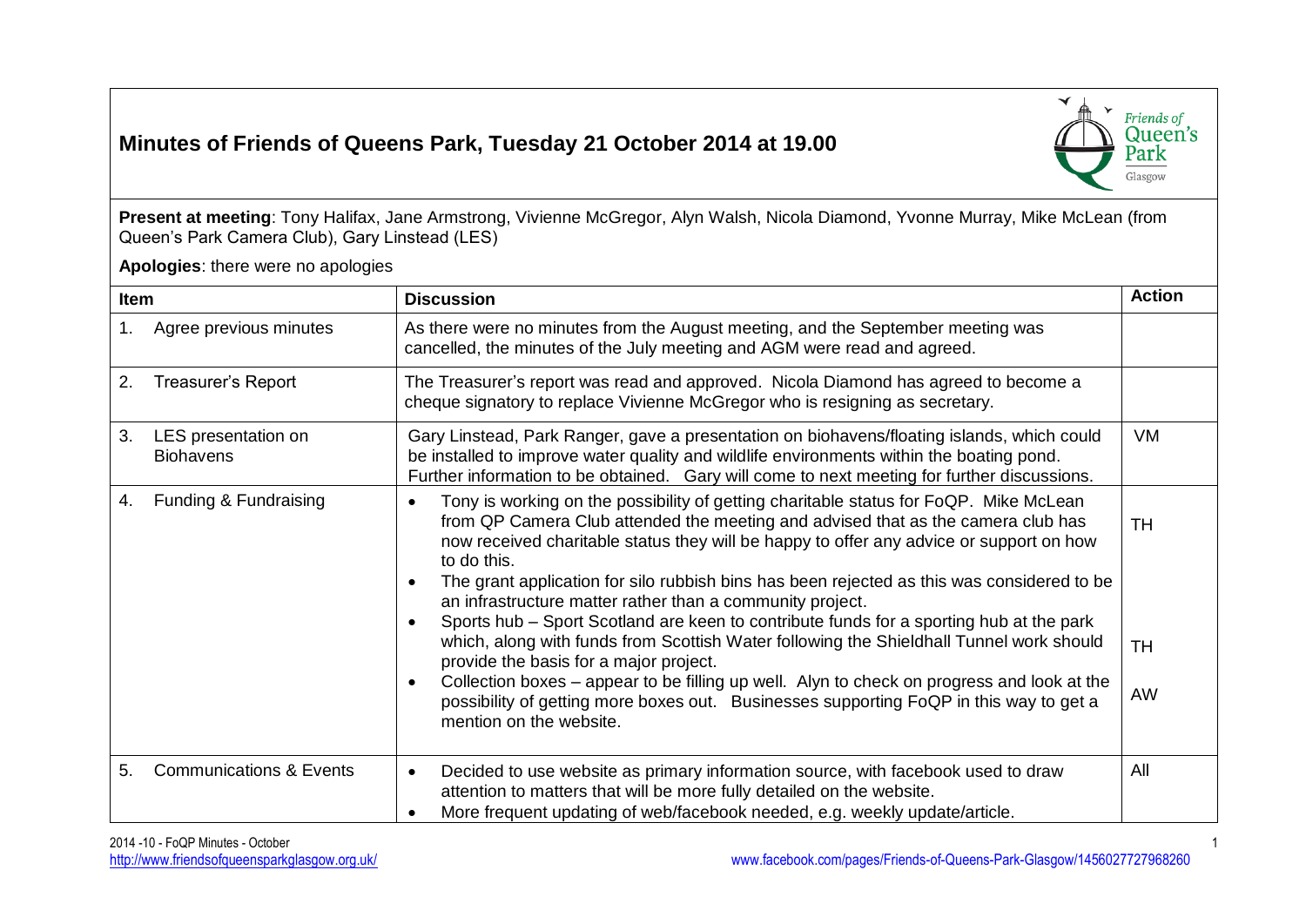# Minutes of Friends of Queens Park, Tuesday 21 October 2014 at 19.00

**Present at meeting**: Tony Halifax, Jane Armstrong, Vivienne McGregor, Alyn Walsh, Nicola Diamond, Yvonne Murray, Mike McLean (from Queen's Park Camera Club), Gary Linstead (LES)

**Apologies**: there were no apologies

| Item | Discussion | Action |
|---|---|---|
| 1. Agree previous minutes | As there were no minutes from the August meeting, and the September meeting was cancelled, the minutes of the July meeting and AGM were read and agreed. | |
| 2. Treasurer's Report | The Treasurer's report was read and approved. Nicola Diamond has agreed to become a cheque signatory to replace Vivienne McGregor who is resigning as secretary. | |
| 3. LES presentation on Biohavens | Gary Linstead, Park Ranger, gave a presentation on biohavens/floating islands, which could be installed to improve water quality and wildlife environments within the boating pond. Further information to be obtained. Gary will come to next meeting for further discussions. | VM |
| 4. Funding & Fundraising | • Tony is working on the possibility of getting charitable status for FoQP. Mike McLean from QP Camera Club attended the meeting and advised that as the camera club has now received charitable status they will be happy to offer any advice or support on how to do this.<br>• The grant application for silo rubbish bins has been rejected as this was considered to be an infrastructure matter rather than a community project.<br>• Sports hub – Sport Scotland are keen to contribute funds for a sporting hub at the park which, along with funds from Scottish Water following the Shieldhall Tunnel work should provide the basis for a major project.<br>• Collection boxes – appear to be filling up well. Alyn to check on progress and look at the possibility of getting more boxes out. Businesses supporting FoQP in this way to get a mention on the website. | TH<br><br>TH<br><br>AW |
| 5. Communications & Events | • Decided to use website as primary information source, with facebook used to draw attention to matters that will be more fully detailed on the website.<br>• More frequent updating of web/facebook needed, e.g. weekly update/article. | All |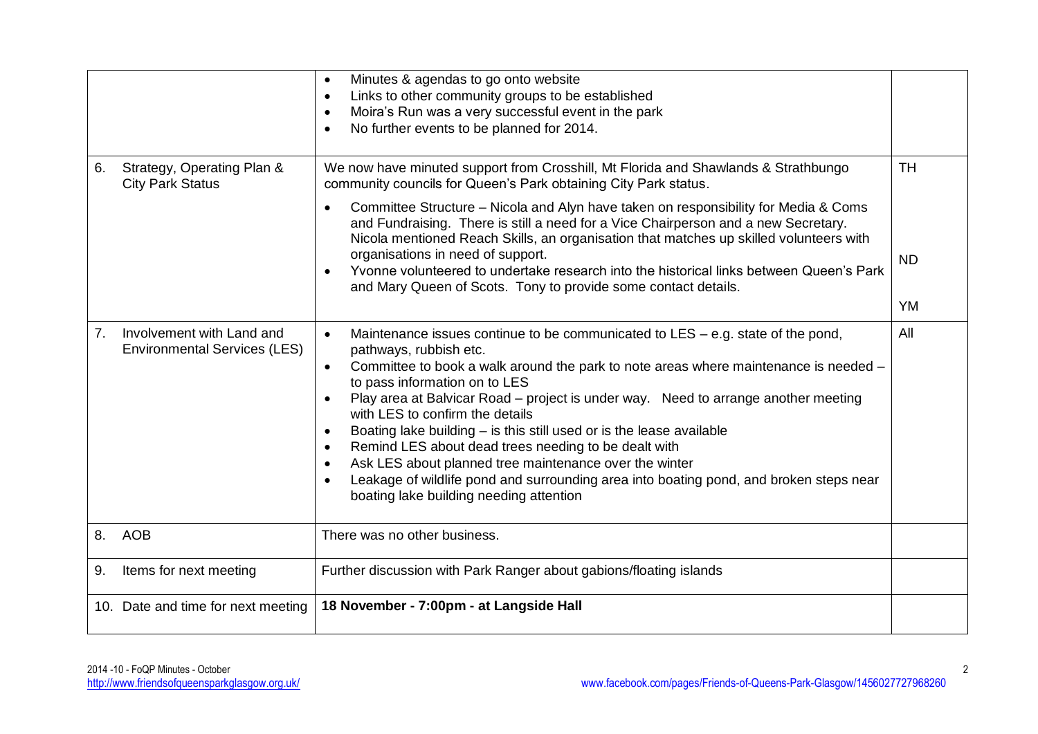| | | |
|---|---|---|
| | • Minutes & agendas to go onto website<br>• Links to other community groups to be established<br>• Moira's Run was a very successful event in the park<br>• No further events to be planned for 2014. | |
| 6. Strategy, Operating Plan & City Park Status | We now have minuted support from Crosshill, Mt Florida and Shawlands & Strathbungo community councils for Queen's Park obtaining City Park status.<br>• Committee Structure – Nicola and Alyn have taken on responsibility for Media & Coms and Fundraising. There is still a need for a Vice Chairperson and a new Secretary. Nicola mentioned Reach Skills, an organisation that matches up skilled volunteers with organisations in need of support.<br>• Yvonne volunteered to undertake research into the historical links between Queen's Park and Mary Queen of Scots. Tony to provide some contact details. | TH<br><br>ND<br><br>YM |
| 7. Involvement with Land and Environmental Services (LES) | • Maintenance issues continue to be communicated to LES – e.g. state of the pond, pathways, rubbish etc.<br>• Committee to book a walk around the park to note areas where maintenance is needed – to pass information on to LES<br>• Play area at Balvicar Road – project is under way. Need to arrange another meeting with LES to confirm the details<br>• Boating lake building – is this still used or is the lease available<br>• Remind LES about dead trees needing to be dealt with<br>• Ask LES about planned tree maintenance over the winter<br>• Leakage of wildlife pond and surrounding area into boating pond, and broken steps near boating lake building needing attention | All |
| 8. AOB | There was no other business. | |
| 9. Items for next meeting | Further discussion with Park Ranger about gabions/floating islands | |
| 10. Date and time for next meeting | **18 November - 7:00pm - at Langside Hall** | |